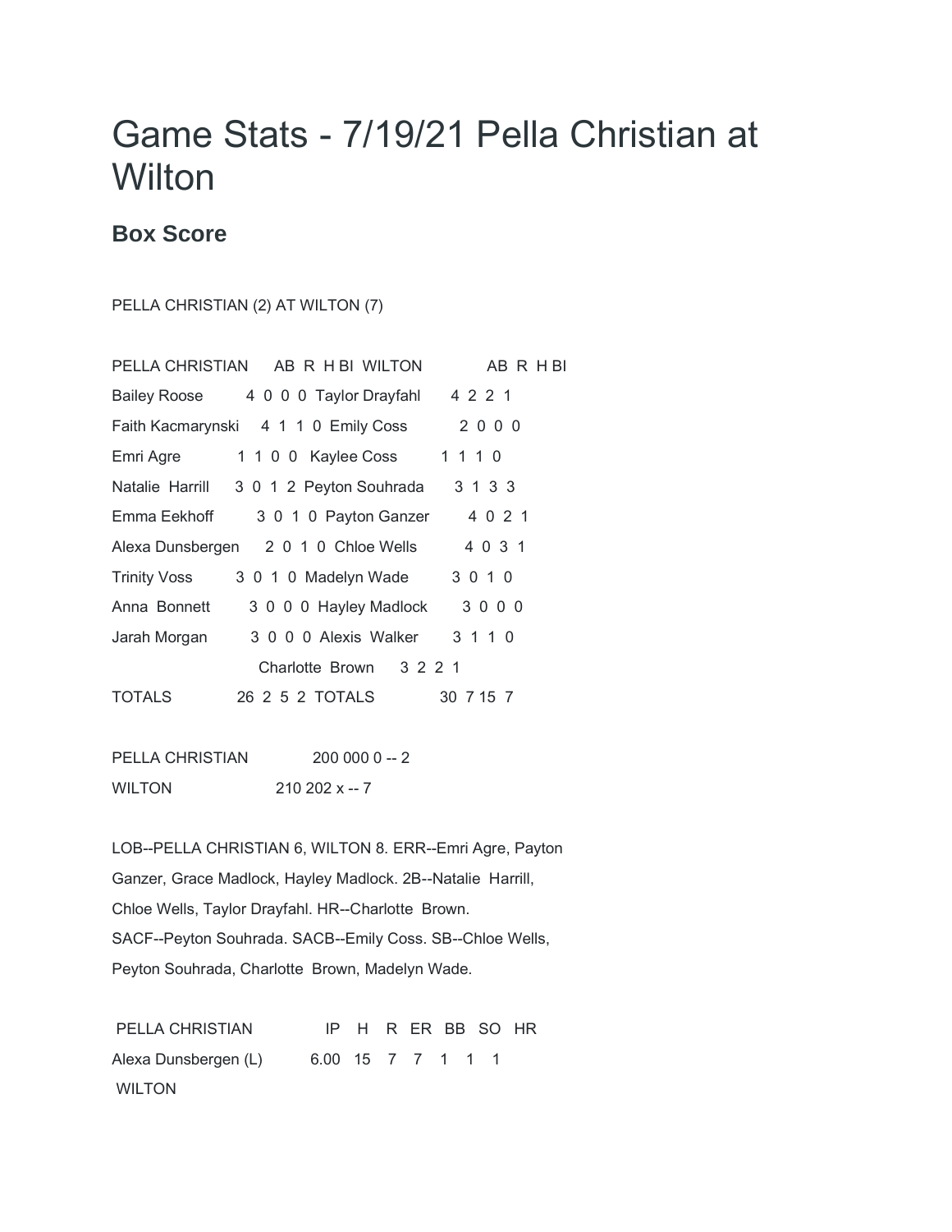# Game Stats - 7/19/21 Pella Christian at Wilton

## Box Score

PELLA CHRISTIAN (2) AT WILTON (7)

| PELLA CHRISTIAN | AB | R | H | BI | WILTON | AB | R | H | BI |
|---|---|---|---|---|---|---|---|---|---|
| Bailey Roose | 4 | 0 | 0 | 0 | Taylor Drayfahl | 4 | 2 | 2 | 1 |
| Faith Kacmarynski | 4 | 1 | 1 | 0 | Emily Coss | 2 | 0 | 0 | 0 |
| Emri Agre | 1 | 1 | 0 | 0 | Kaylee Coss | 1 | 1 | 1 | 0 |
| Natalie Harrill | 3 | 0 | 1 | 2 | Peyton Souhrada | 3 | 1 | 3 | 3 |
| Emma Eekhoff | 3 | 0 | 1 | 0 | Payton Ganzer | 4 | 0 | 2 | 1 |
| Alexa Dunsbergen | 2 | 0 | 1 | 0 | Chloe Wells | 4 | 0 | 3 | 1 |
| Trinity Voss | 3 | 0 | 1 | 0 | Madelyn Wade | 3 | 0 | 1 | 0 |
| Anna Bonnett | 3 | 0 | 0 | 0 | Hayley Madlock | 3 | 0 | 0 | 0 |
| Jarah Morgan | 3 | 0 | 0 | 0 | Alexis Walker | 3 | 1 | 1 | 0 |
| | | | | | Charlotte Brown | 3 | 2 | 2 | 1 |
| TOTALS | 26 | 2 | 5 | 2 | TOTALS | 30 | 7 | 15 | 7 |

PELLA CHRISTIAN 200 000 0 -- 2

WILTON 210 202 x -- 7

LOB--PELLA CHRISTIAN 6, WILTON 8. ERR--Emri Agre, Payton Ganzer, Grace Madlock, Hayley Madlock. 2B--Natalie Harrill, Chloe Wells, Taylor Drayfahl. HR--Charlotte Brown. SACF--Peyton Souhrada. SACB--Emily Coss. SB--Chloe Wells, Peyton Souhrada, Charlotte Brown, Madelyn Wade.

| PELLA CHRISTIAN | IP | H | R | ER | BB | SO | HR |
|---|---|---|---|---|---|---|---|
| Alexa Dunsbergen (L) | 6.00 | 15 | 7 | 7 | 1 | 1 | 1 |
| WILTON | | | | | | | |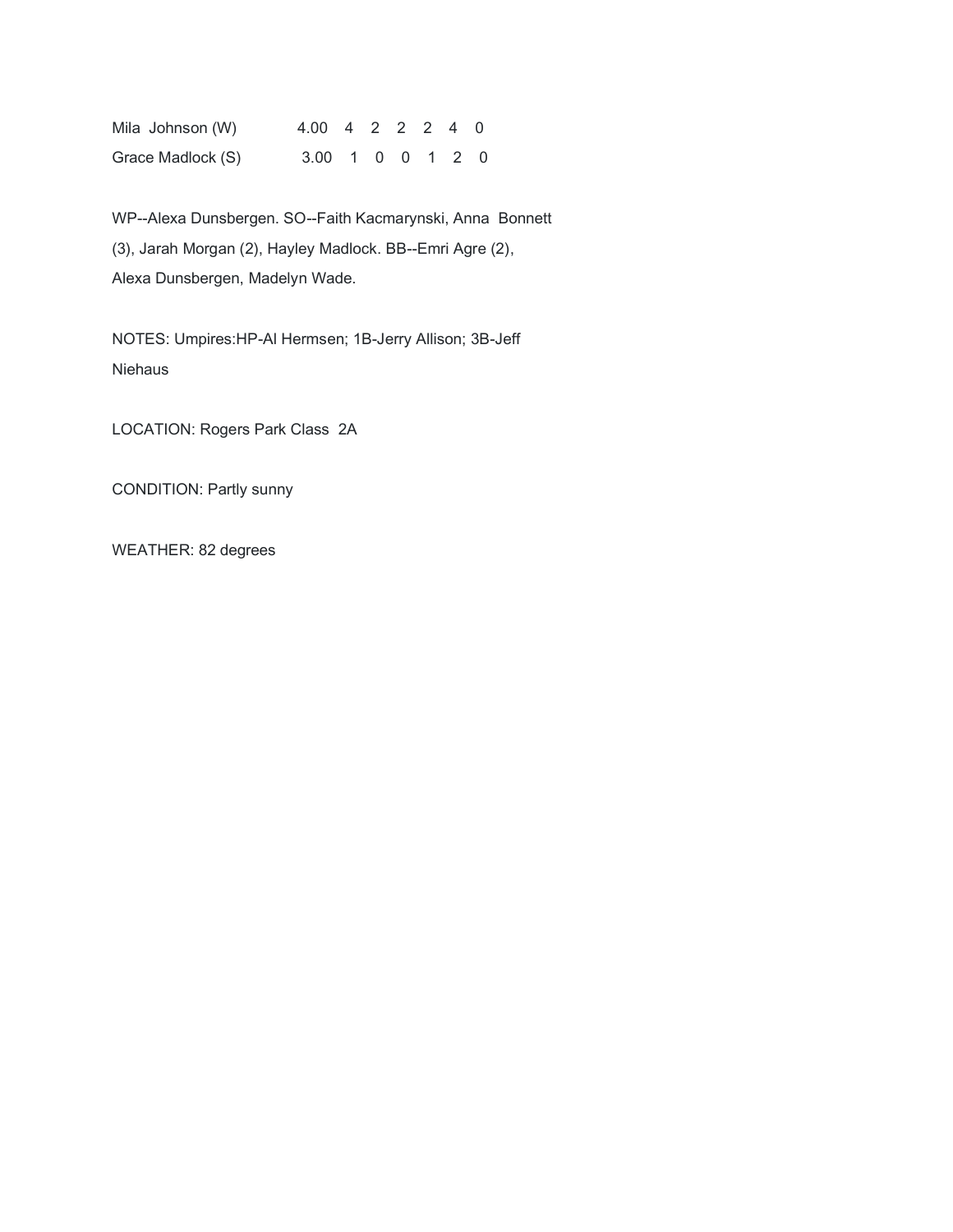| | | | | | | | |
|---|---|---|---|---|---|---|---|
| Mila Johnson (W) | 4.00 | 4 | 2 | 2 | 2 | 4 | 0 |
| Grace Madlock (S) | 3.00 | 1 | 0 | 0 | 1 | 2 | 0 |

WP--Alexa Dunsbergen. SO--Faith Kacmarynski, Anna Bonnett (3), Jarah Morgan (2), Hayley Madlock. BB--Emri Agre (2), Alexa Dunsbergen, Madelyn Wade.

NOTES: Umpires:HP-Al Hermsen; 1B-Jerry Allison; 3B-Jeff Niehaus

LOCATION: Rogers Park Class 2A

CONDITION: Partly sunny

WEATHER: 82 degrees